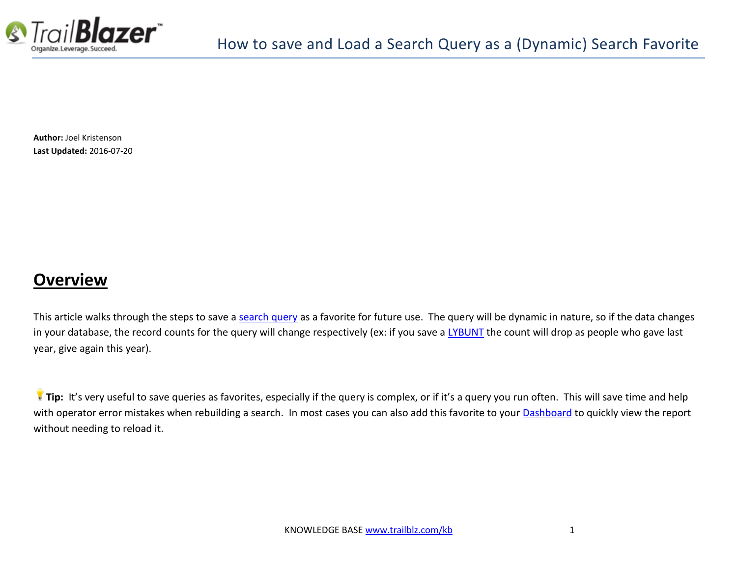# How to save and Load a Search Query as a (Dynamic) Search Favorite

**Author:** Joel Kristenson
**Last Updated:** 2016-07-20

## Overview

This article walks through the steps to save a search query as a favorite for future use. The query will be dynamic in nature, so if the data changes in your database, the record counts for the query will change respectively (ex: if you save a LYBUNT the count will drop as people who gave last year, give again this year).

**Tip:** It's very useful to save queries as favorites, especially if the query is complex, or if it's a query you run often. This will save time and help with operator error mistakes when rebuilding a search. In most cases you can also add this favorite to your Dashboard to quickly view the report without needing to reload it.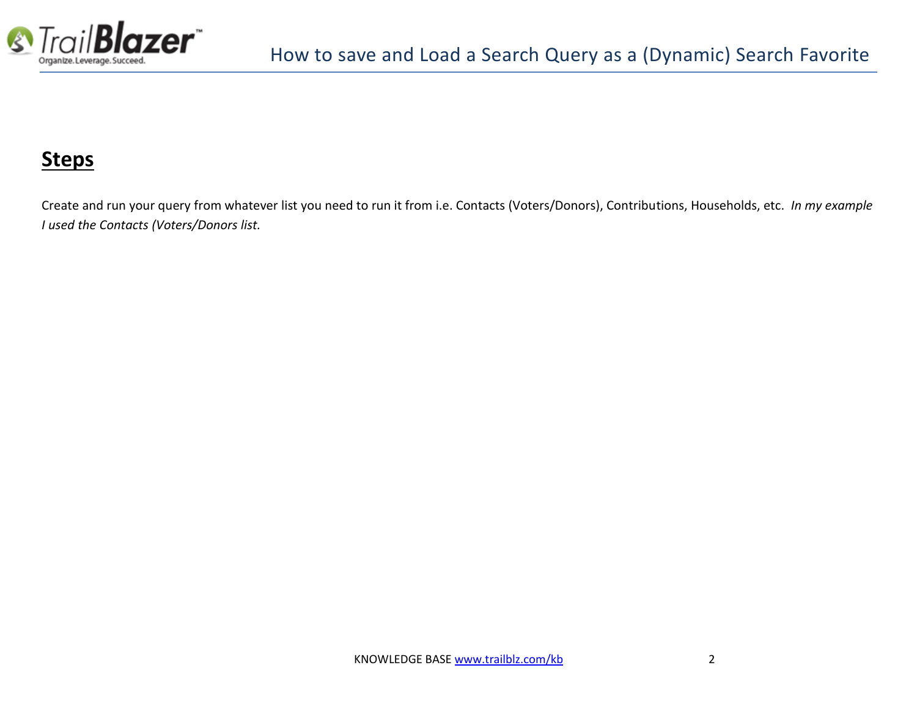## **Steps**

Create and run your query from whatever list you need to run it from i.e. Contacts (Voters/Donors), Contributions, Households, etc. *In my example I used the Contacts (Voters/Donors list.*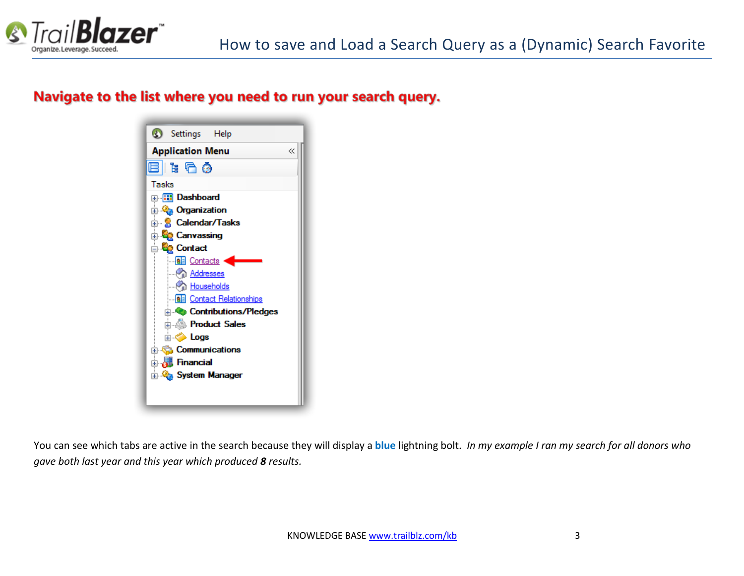## Navigate to the list where you need to run your search query.

You can see which tabs are active in the search because they will display a **blue** lightning bolt. *In my example I ran my search for all donors who gave both last year and this year which produced **8** results.*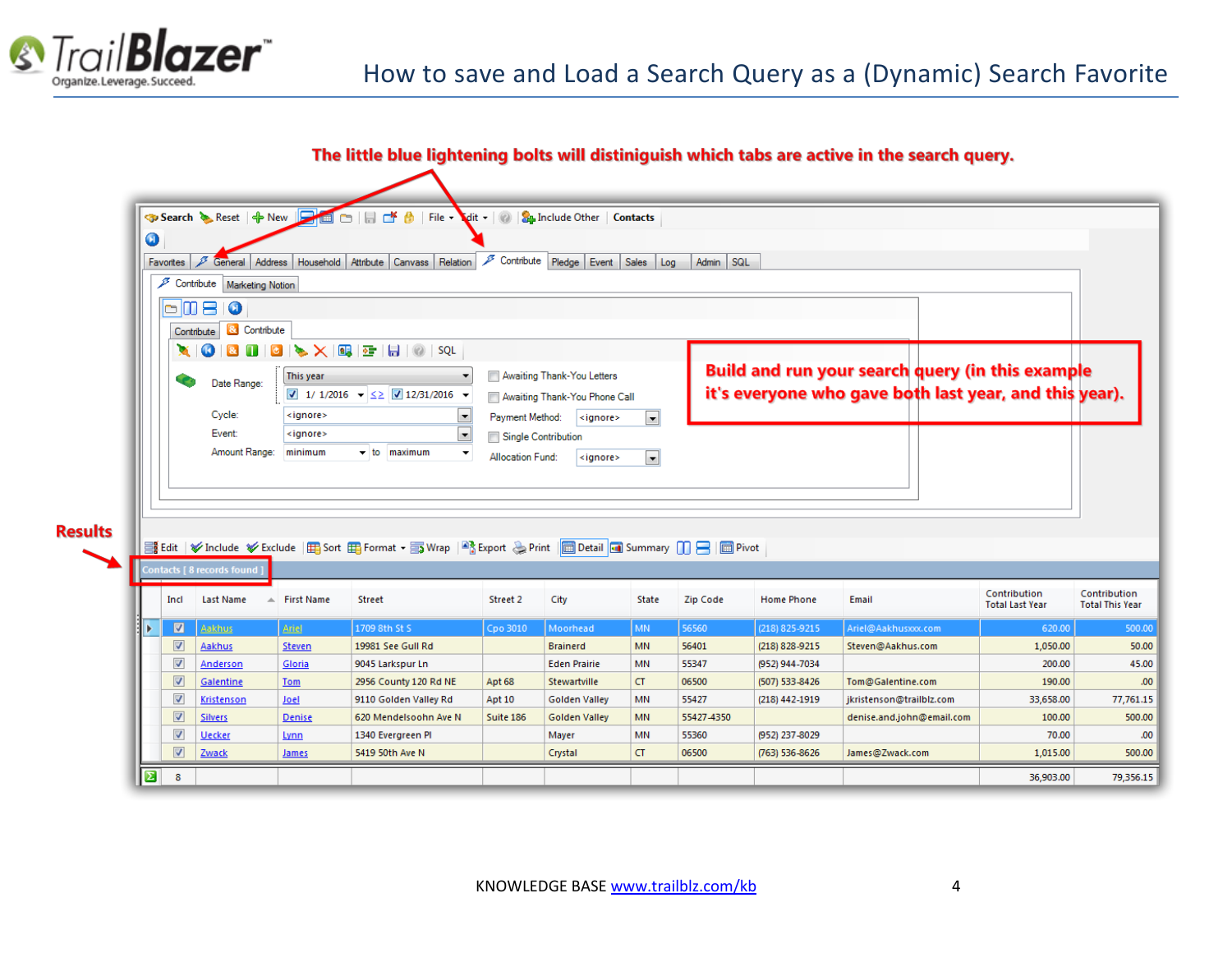The little blue lightening bolts will distiniguish which tabs are active in the search query.

Build and run your search query (in this example it's everyone who gave both last year, and this year).

Results

| Incl | Last Name | First Name | Street | Street 2 | City | State | Zip Code | Home Phone | Email | Contribution Total Last Year | Contribution Total This Year |
|---|---|---|---|---|---|---|---|---|---|---|---|
| ☑ | Aakhus | Ariel | 1709 8th St S | Cpo 3010 | Moorhead | MN | 56560 | (218) 825-9215 | Ariel@Aakhusxxx.com | 620.00 | 500.00 |
| ☑ | Aakhus | Steven | 19981 See Gull Rd | | Brainerd | MN | 56401 | (218) 828-9215 | Steven@Aakhus.com | 1,050.00 | 50.00 |
| ☑ | Anderson | Gloria | 9045 Larkspur Ln | | Eden Prairie | MN | 55347 | (952) 944-7034 | | 200.00 | 45.00 |
| ☑ | Galentine | Tom | 2956 County 120 Rd NE | Apt 68 | Stewartville | CT | 06500 | (507) 533-8426 | Tom@Galentine.com | 190.00 | .00 |
| ☑ | Kristenson | Joel | 9110 Golden Valley Rd | Apt 10 | Golden Valley | MN | 55427 | (218) 442-1919 | jkristenson@trailblz.com | 33,658.00 | 77,761.15 |
| ☑ | Silvers | Denise | 620 Mendelsoohn Ave N | Suite 186 | Golden Valley | MN | 55427-4350 | | denise.and.john@email.com | 100.00 | 500.00 |
| ☑ | Uecker | Lynn | 1340 Evergreen Pl | | Mayer | MN | 55360 | (952) 237-8029 | | 70.00 | .00 |
| ☑ | Zwack | James | 5419 50th Ave N | | Crystal | CT | 06500 | (763) 536-8626 | James@Zwack.com | 1,015.00 | 500.00 |
| 8 | | | | | | | | | | 36,903.00 | 79,356.15 |

KNOWLEDGE BASE www.trailblz.com/kb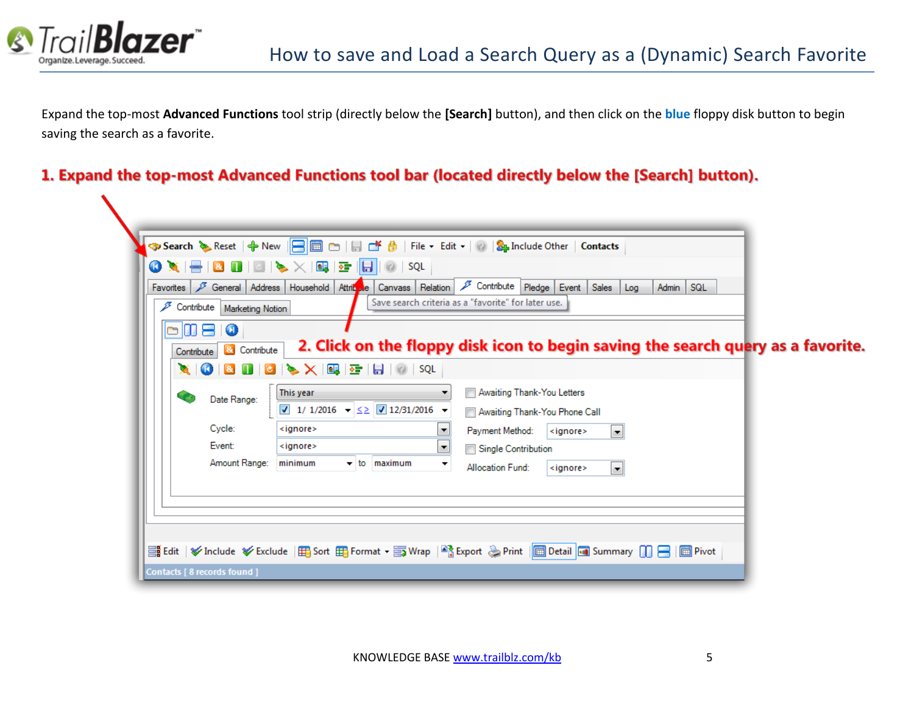Expand the top-most **Advanced Functions** tool strip (directly below the **[Search]** button), and then click on the **blue** floppy disk button to begin saving the search as a favorite.

**1. Expand the top-most Advanced Functions tool bar (located directly below the [Search] button).**

**2. Click on the floppy disk icon to begin saving the search query as a favorite.**

KNOWLEDGE BASE www.trailblz.com/kb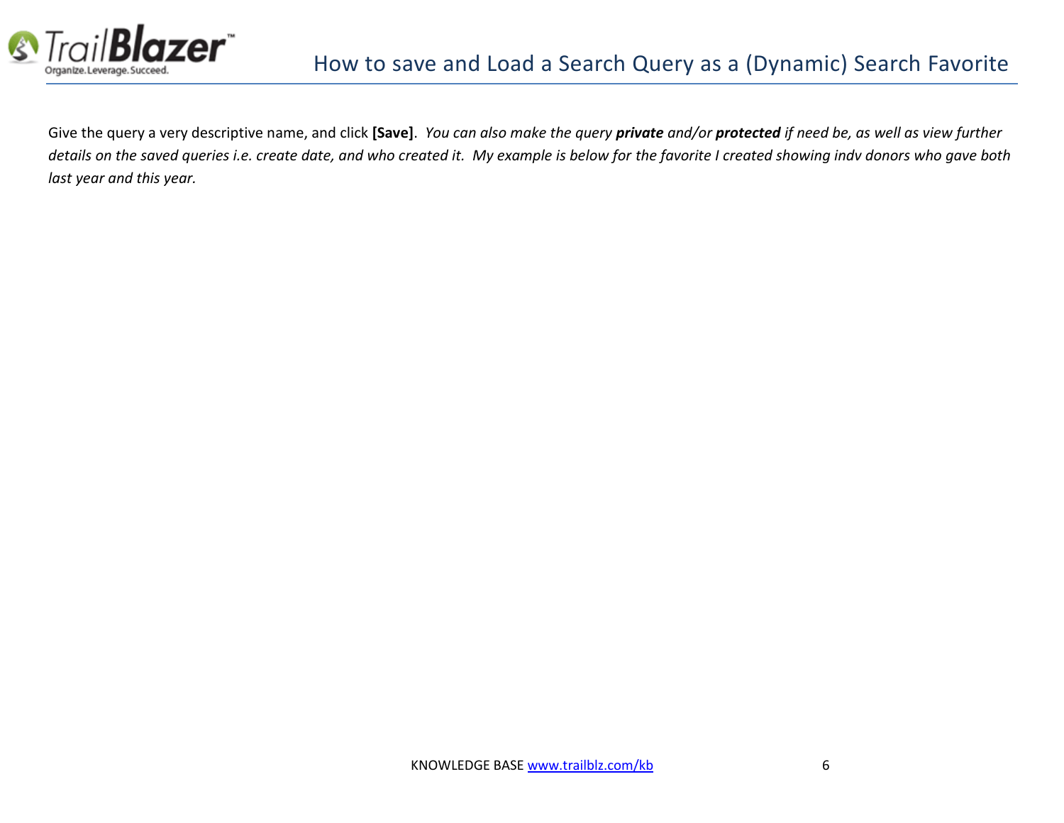Give the query a very descriptive name, and click **[Save]**. *You can also make the query* ***private*** *and/or* ***protected*** *if need be, as well as view further details on the saved queries i.e. create date, and who created it. My example is below for the favorite I created showing indv donors who gave both last year and this year.*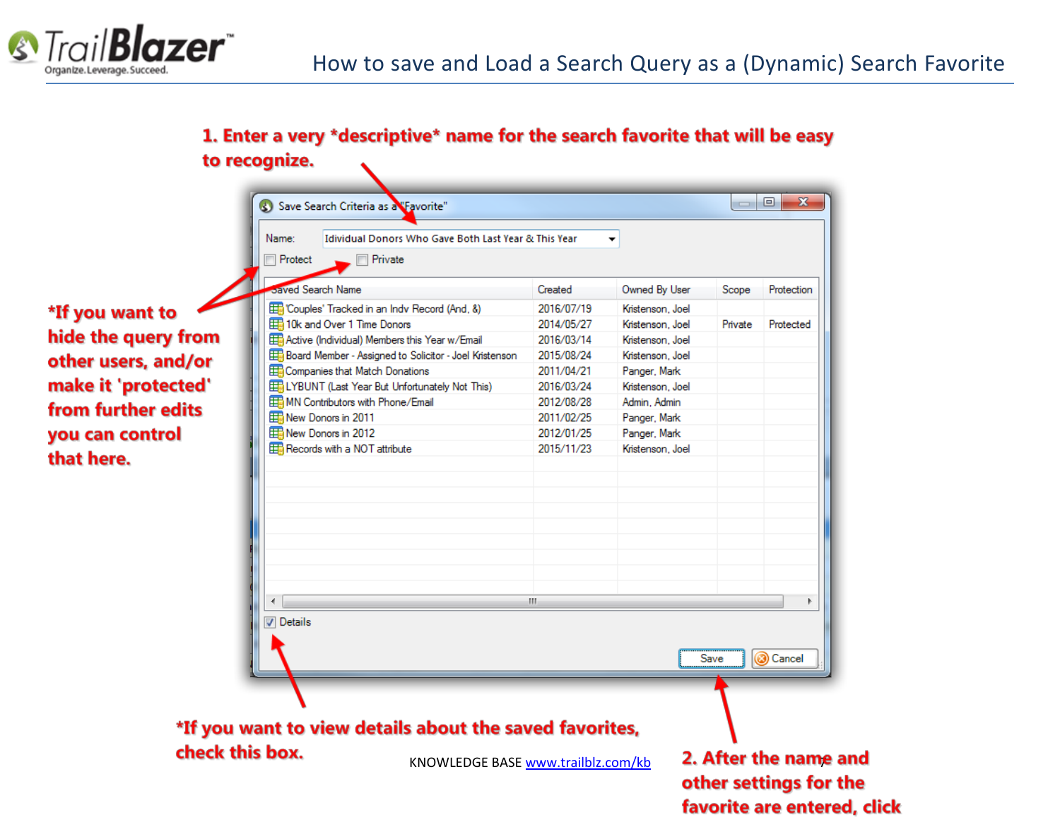**1. Enter a very \*descriptive\* name for the search favorite that will be easy to recognize.**

Save Search Criteria as a "Favorite"

Name: Idividual Donors Who Gave Both Last Year & This Year

Protect    Private

| Saved Search Name | Created | Owned By User | Scope | Protection |
|---|---|---|---|---|
| 'Couples' Tracked in an Indv Record (And, &) | 2016/07/19 | Kristenson, Joel | | |
| 10k and Over 1 Time Donors | 2014/05/27 | Kristenson, Joel | Private | Protected |
| Active (Individual) Members this Year w/Email | 2016/03/14 | Kristenson, Joel | | |
| Board Member - Assigned to Solicitor - Joel Kristenson | 2015/08/24 | Kristenson, Joel | | |
| Companies that Match Donations | 2011/04/21 | Panger, Mark | | |
| LYBUNT (Last Year But Unfortunately Not This) | 2016/03/24 | Kristenson, Joel | | |
| MN Contributors with Phone/Email | 2012/08/28 | Admin, Admin | | |
| New Donors in 2011 | 2011/02/25 | Panger, Mark | | |
| New Donors in 2012 | 2012/01/25 | Panger, Mark | | |
| Records with a NOT attribute | 2015/11/23 | Kristenson, Joel | | |

Details

Save    Cancel

**\*If you want to hide the query from other users, and/or make it 'protected' from further edits you can control that here.**

**\*If you want to view details about the saved favorites, check this box.**

**2. After the name and other settings for the favorite are entered, click**

KNOWLEDGE BASE www.trailblz.com/kb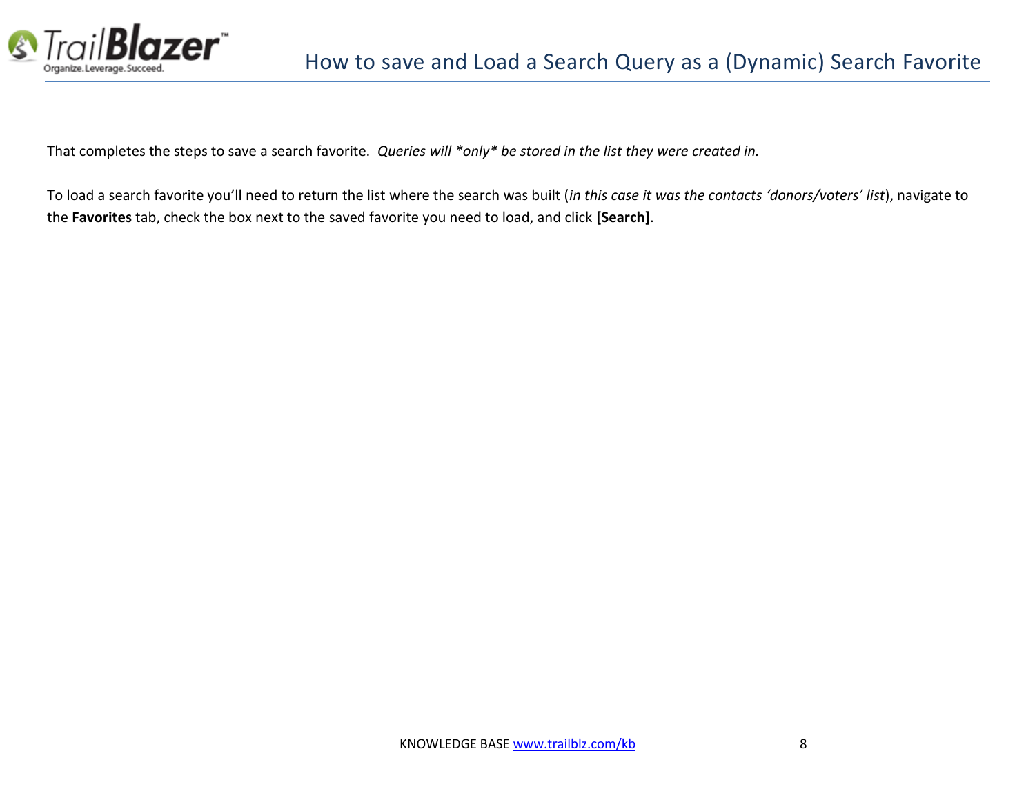That completes the steps to save a search favorite. *Queries will *only* be stored in the list they were created in.*

To load a search favorite you'll need to return the list where the search was built (*in this case it was the contacts 'donors/voters' list*), navigate to the **Favorites** tab, check the box next to the saved favorite you need to load, and click **[Search]**.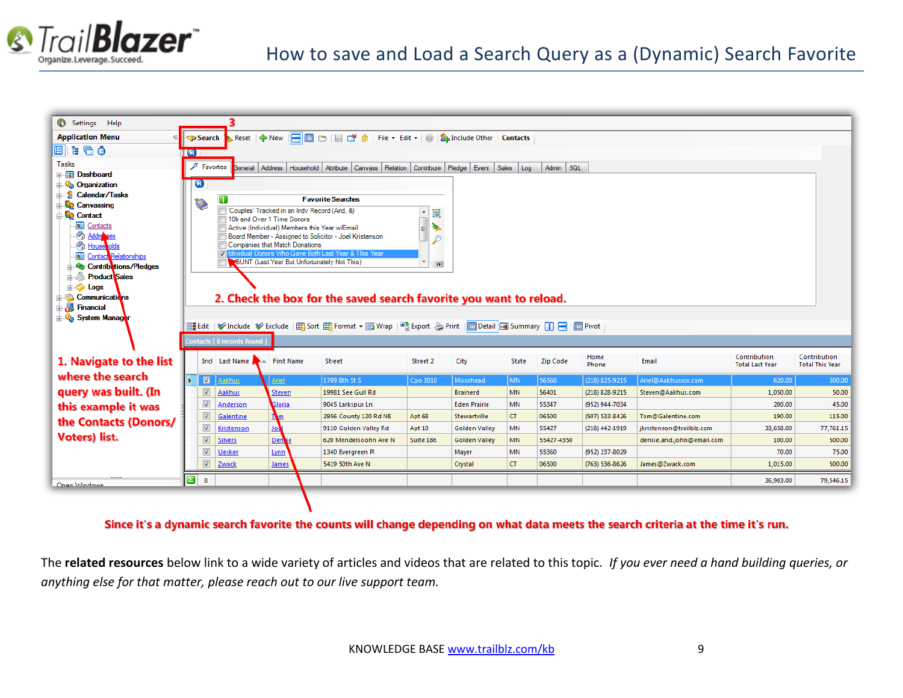## How to save and Load a Search Query as a (Dynamic) Search Favorite

1. Navigate to the list where the search query was built. (In this example it was the Contacts (Donors/ Voters) list.

2. Check the box for the saved search favorite you want to reload.

Since it's a dynamic search favorite the counts will change depending on what data meets the search criteria at the time it's run.

The **related resources** below link to a wide variety of articles and videos that are related to this topic. *If you ever need a hand building queries, or anything else for that matter, please reach out to our live support team.*

KNOWLEDGE BASE [www.trailblz.com/kb](http://www.trailblz.com/kb)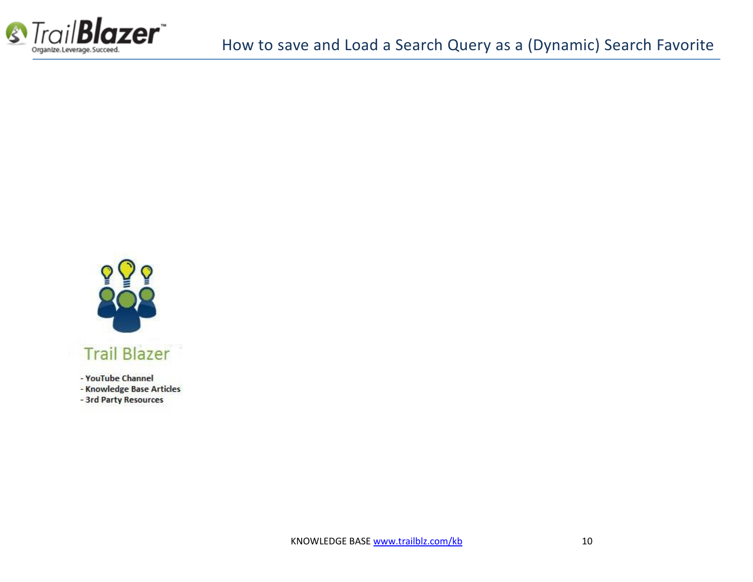Trail Blazer

- YouTube Channel
- Knowledge Base Articles
- 3rd Party Resources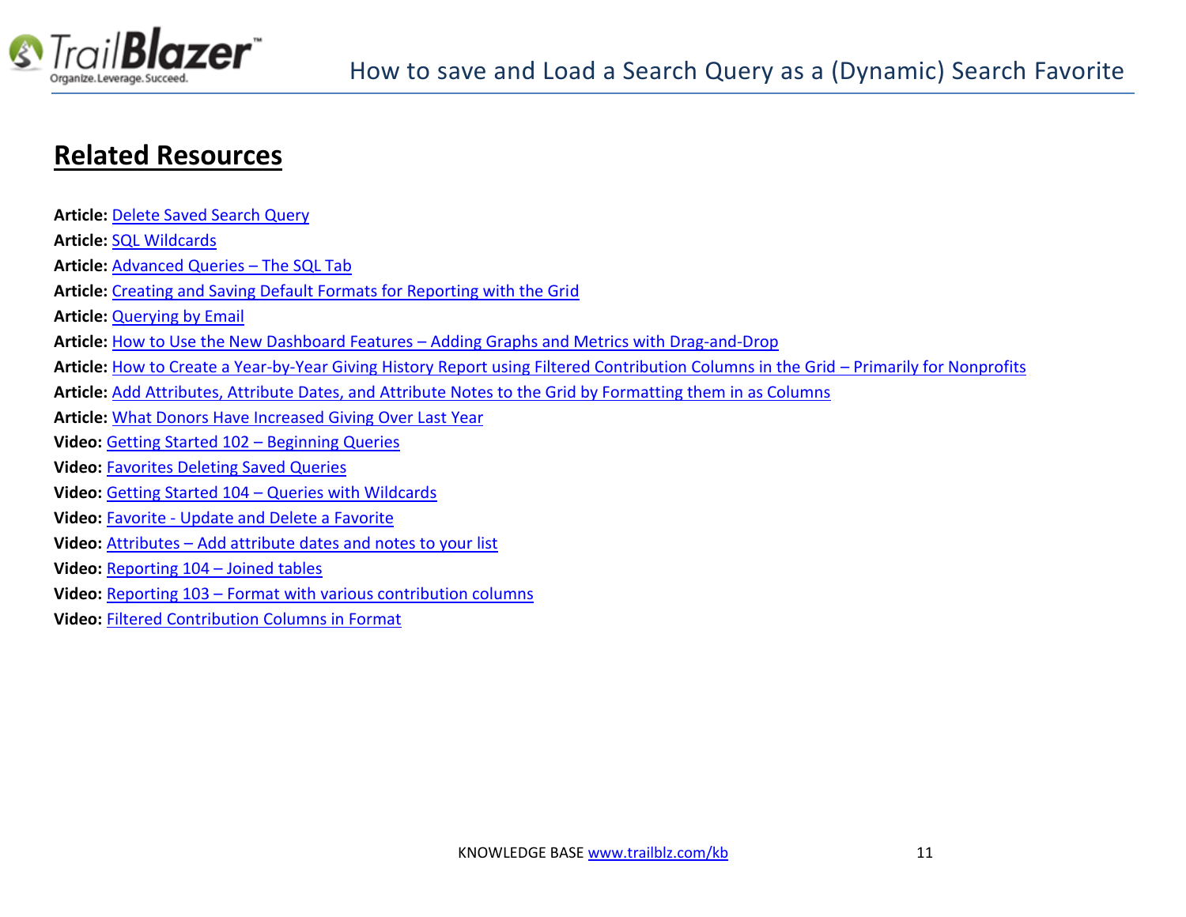## Related Resources

**Article:** Delete Saved Search Query
**Article:** SQL Wildcards
**Article:** Advanced Queries – The SQL Tab
**Article:** Creating and Saving Default Formats for Reporting with the Grid
**Article:** Querying by Email
**Article:** How to Use the New Dashboard Features – Adding Graphs and Metrics with Drag-and-Drop
**Article:** How to Create a Year-by-Year Giving History Report using Filtered Contribution Columns in the Grid – Primarily for Nonprofits
**Article:** Add Attributes, Attribute Dates, and Attribute Notes to the Grid by Formatting them in as Columns
**Article:** What Donors Have Increased Giving Over Last Year
**Video:** Getting Started 102 – Beginning Queries
**Video:** Favorites Deleting Saved Queries
**Video:** Getting Started 104 – Queries with Wildcards
**Video:** Favorite - Update and Delete a Favorite
**Video:** Attributes – Add attribute dates and notes to your list
**Video:** Reporting 104 – Joined tables
**Video:** Reporting 103 – Format with various contribution columns
**Video:** Filtered Contribution Columns in Format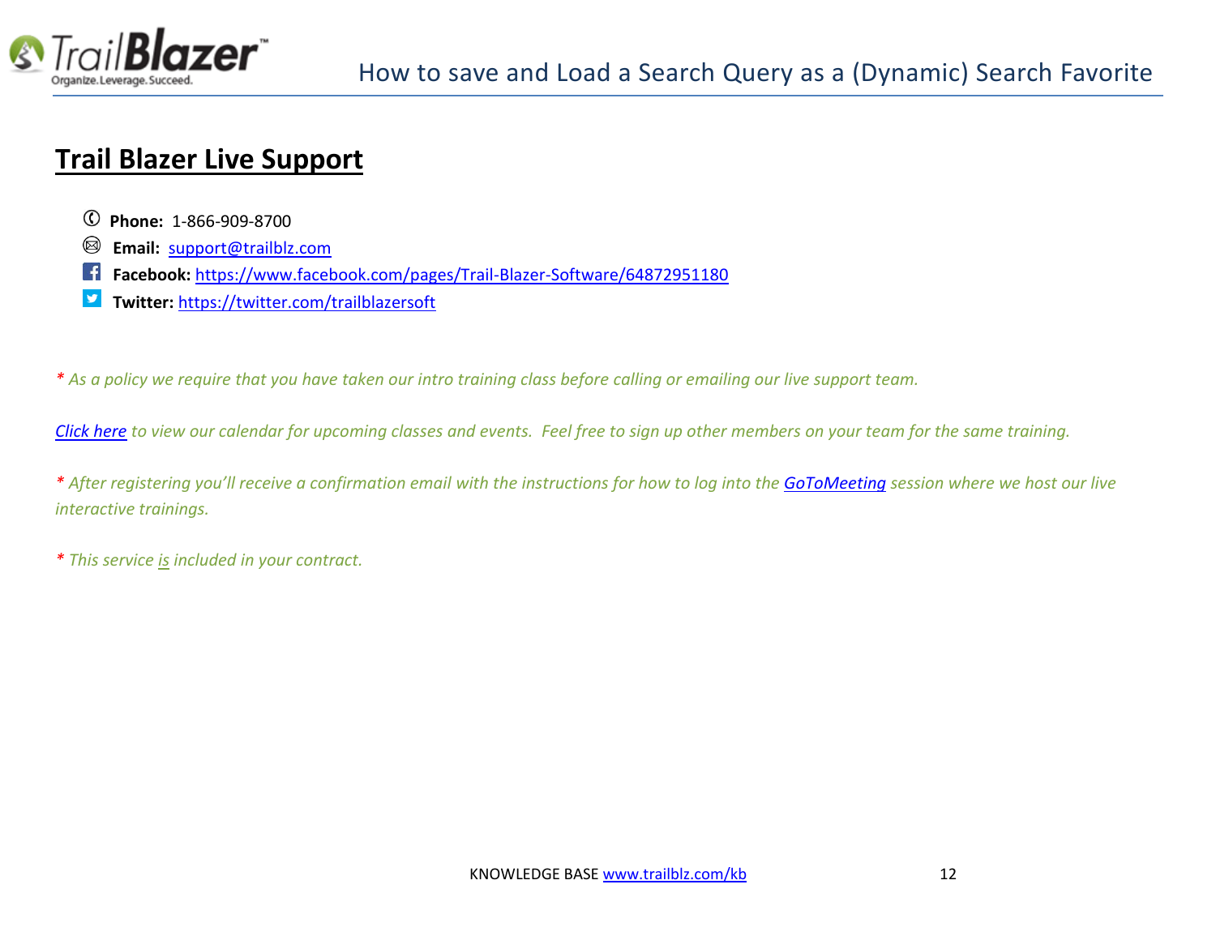# Trail Blazer Live Support

- **Phone:** 1-866-909-8700
- **Email:** support@trailblz.com
- **Facebook:** https://www.facebook.com/pages/Trail-Blazer-Software/64872951180
- **Twitter:** https://twitter.com/trailblazersoft

*\* As a policy we require that you have taken our intro training class before calling or emailing our live support team.*

*Click here to view our calendar for upcoming classes and events. Feel free to sign up other members on your team for the same training.*

*\* After registering you'll receive a confirmation email with the instructions for how to log into the GoToMeeting session where we host our live interactive trainings.*

*\* This service is included in your contract.*